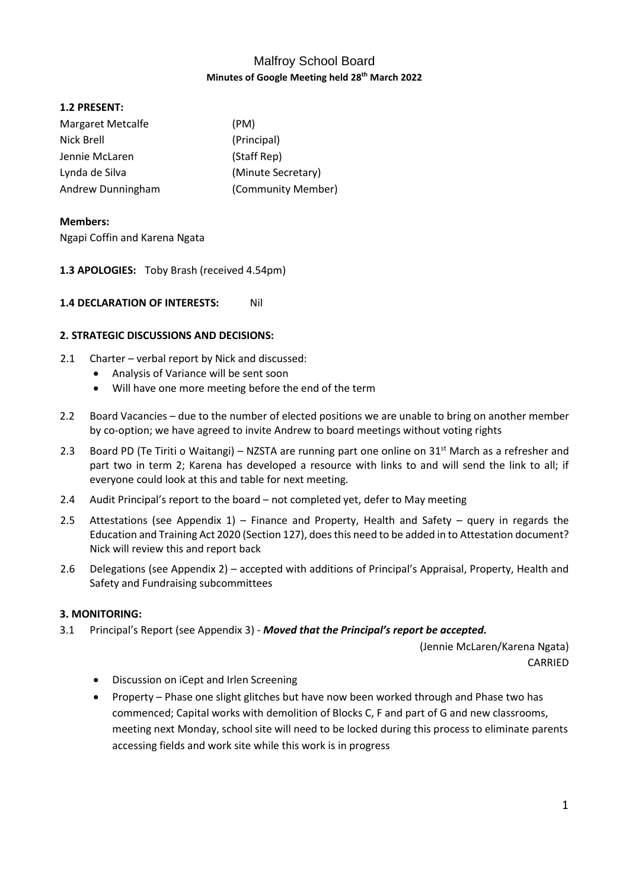# Malfroy School Board

**Minutes of Google Meeting held 28th March 2022**

**1.2 PRESENT:**

| | |
|---|---|
| Margaret Metcalfe | (PM) |
| Nick Brell | (Principal) |
| Jennie McLaren | (Staff Rep) |
| Lynda de Silva | (Minute Secretary) |
| Andrew Dunningham | (Community Member) |

**Members:**

Ngapi Coffin and Karena Ngata

**1.3 APOLOGIES:** Toby Brash (received 4.54pm)

**1.4 DECLARATION OF INTERESTS:** Nil

**2. STRATEGIC DISCUSSIONS AND DECISIONS:**

2.1 Charter – verbal report by Nick and discussed:
- Analysis of Variance will be sent soon
- Will have one more meeting before the end of the term

2.2 Board Vacancies – due to the number of elected positions we are unable to bring on another member by co-option; we have agreed to invite Andrew to board meetings without voting rights

2.3 Board PD (Te Tiriti o Waitangi) – NZSTA are running part one online on 31st March as a refresher and part two in term 2; Karena has developed a resource with links to and will send the link to all; if everyone could look at this and table for next meeting.

2.4 Audit Principal's report to the board – not completed yet, defer to May meeting

2.5 Attestations (see Appendix 1) – Finance and Property, Health and Safety – query in regards the Education and Training Act 2020 (Section 127), does this need to be added in to Attestation document? Nick will review this and report back

2.6 Delegations (see Appendix 2) – accepted with additions of Principal's Appraisal, Property, Health and Safety and Fundraising subcommittees

**3. MONITORING:**

3.1 Principal's Report (see Appendix 3) - ***Moved that the Principal's report be accepted.***

(Jennie McLaren/Karena Ngata)
CARRIED

- Discussion on iCept and Irlen Screening
- Property – Phase one slight glitches but have now been worked through and Phase two has commenced; Capital works with demolition of Blocks C, F and part of G and new classrooms, meeting next Monday, school site will need to be locked during this process to eliminate parents accessing fields and work site while this work is in progress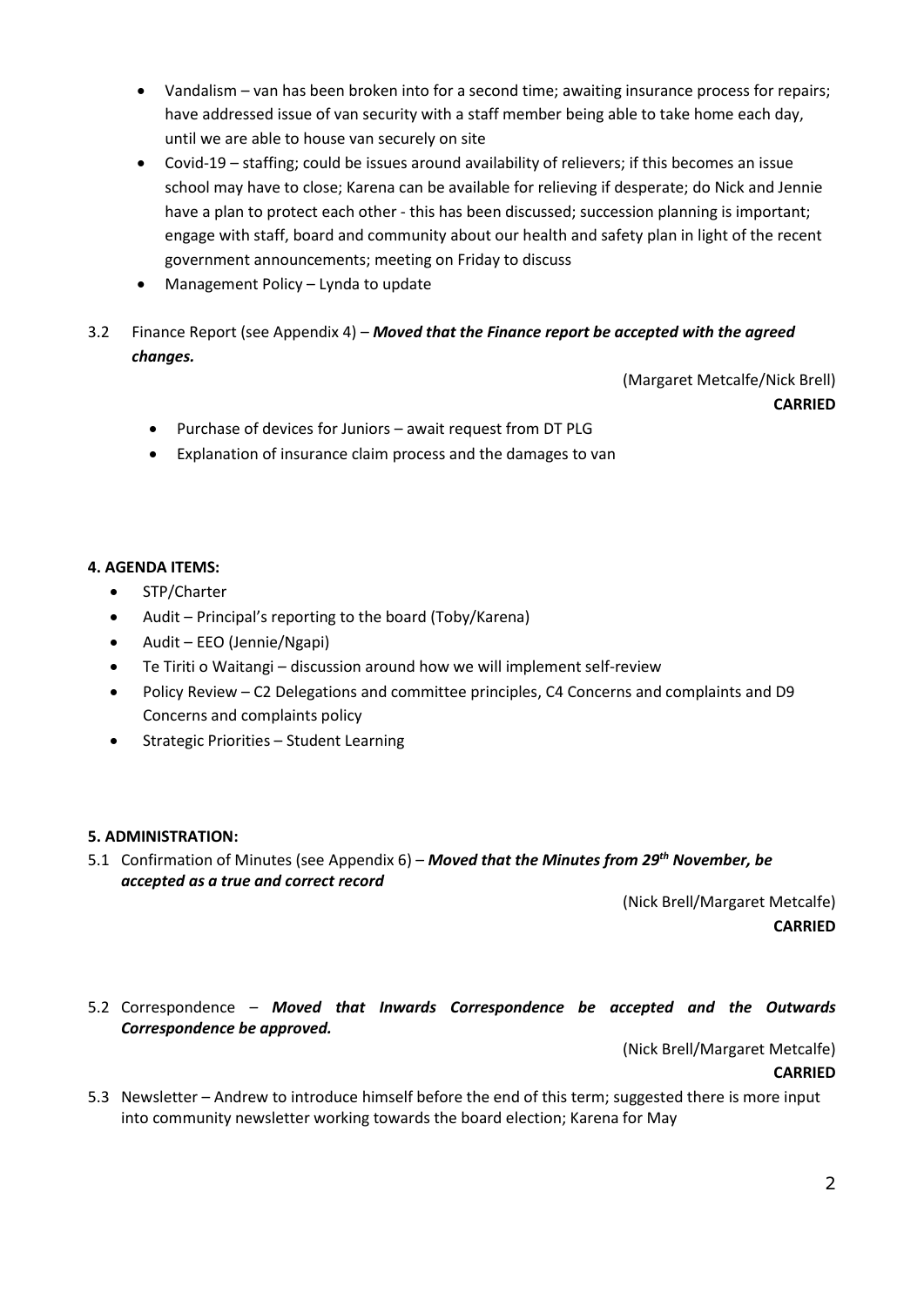- Vandalism – van has been broken into for a second time; awaiting insurance process for repairs; have addressed issue of van security with a staff member being able to take home each day, until we are able to house van securely on site
- Covid-19 – staffing; could be issues around availability of relievers; if this becomes an issue school may have to close; Karena can be available for relieving if desperate; do Nick and Jennie have a plan to protect each other - this has been discussed; succession planning is important; engage with staff, board and community about our health and safety plan in light of the recent government announcements; meeting on Friday to discuss
- Management Policy – Lynda to update

3.2 Finance Report (see Appendix 4) – ***Moved that the Finance report be accepted with the agreed changes.***

(Margaret Metcalfe/Nick Brell)
**CARRIED**

- Purchase of devices for Juniors – await request from DT PLG
- Explanation of insurance claim process and the damages to van

**4. AGENDA ITEMS:**

- STP/Charter
- Audit – Principal's reporting to the board (Toby/Karena)
- Audit – EEO (Jennie/Ngapi)
- Te Tiriti o Waitangi – discussion around how we will implement self-review
- Policy Review – C2 Delegations and committee principles, C4 Concerns and complaints and D9 Concerns and complaints policy
- Strategic Priorities – Student Learning

**5. ADMINISTRATION:**

5.1 Confirmation of Minutes (see Appendix 6) – ***Moved that the Minutes from 29th November, be accepted as a true and correct record***

(Nick Brell/Margaret Metcalfe)
**CARRIED**

5.2 Correspondence – ***Moved that Inwards Correspondence be accepted and the Outwards Correspondence be approved.***

(Nick Brell/Margaret Metcalfe)
**CARRIED**

5.3 Newsletter – Andrew to introduce himself before the end of this term; suggested there is more input into community newsletter working towards the board election; Karena for May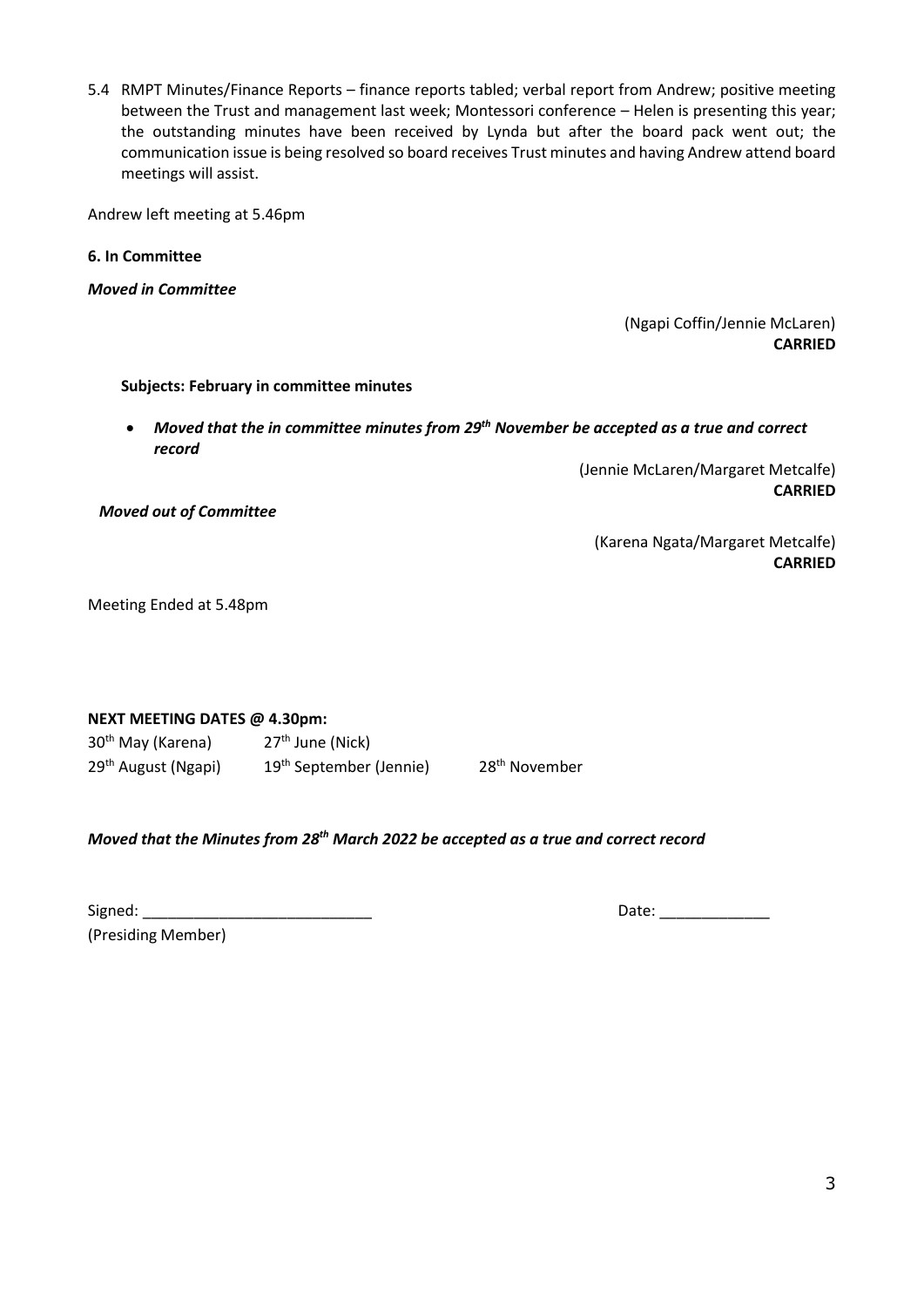5.4 RMPT Minutes/Finance Reports – finance reports tabled; verbal report from Andrew; positive meeting between the Trust and management last week; Montessori conference – Helen is presenting this year; the outstanding minutes have been received by Lynda but after the board pack went out; the communication issue is being resolved so board receives Trust minutes and having Andrew attend board meetings will assist.

Andrew left meeting at 5.46pm

**6. In Committee**

***Moved in Committee***

(Ngapi Coffin/Jennie McLaren)
**CARRIED**

**Subjects: February in committee minutes**

- ***Moved that the in committee minutes from 29th November be accepted as a true and correct record***

(Jennie McLaren/Margaret Metcalfe)
**CARRIED**

***Moved out of Committee***

(Karena Ngata/Margaret Metcalfe)
**CARRIED**

Meeting Ended at 5.48pm

**NEXT MEETING DATES @ 4.30pm:**

30th May (Karena) 27th June (Nick)
29th August (Ngapi) 19th September (Jennie) 28th November

***Moved that the Minutes from 28th March 2022 be accepted as a true and correct record***

Signed: ___________________________ Date: _____________
(Presiding Member)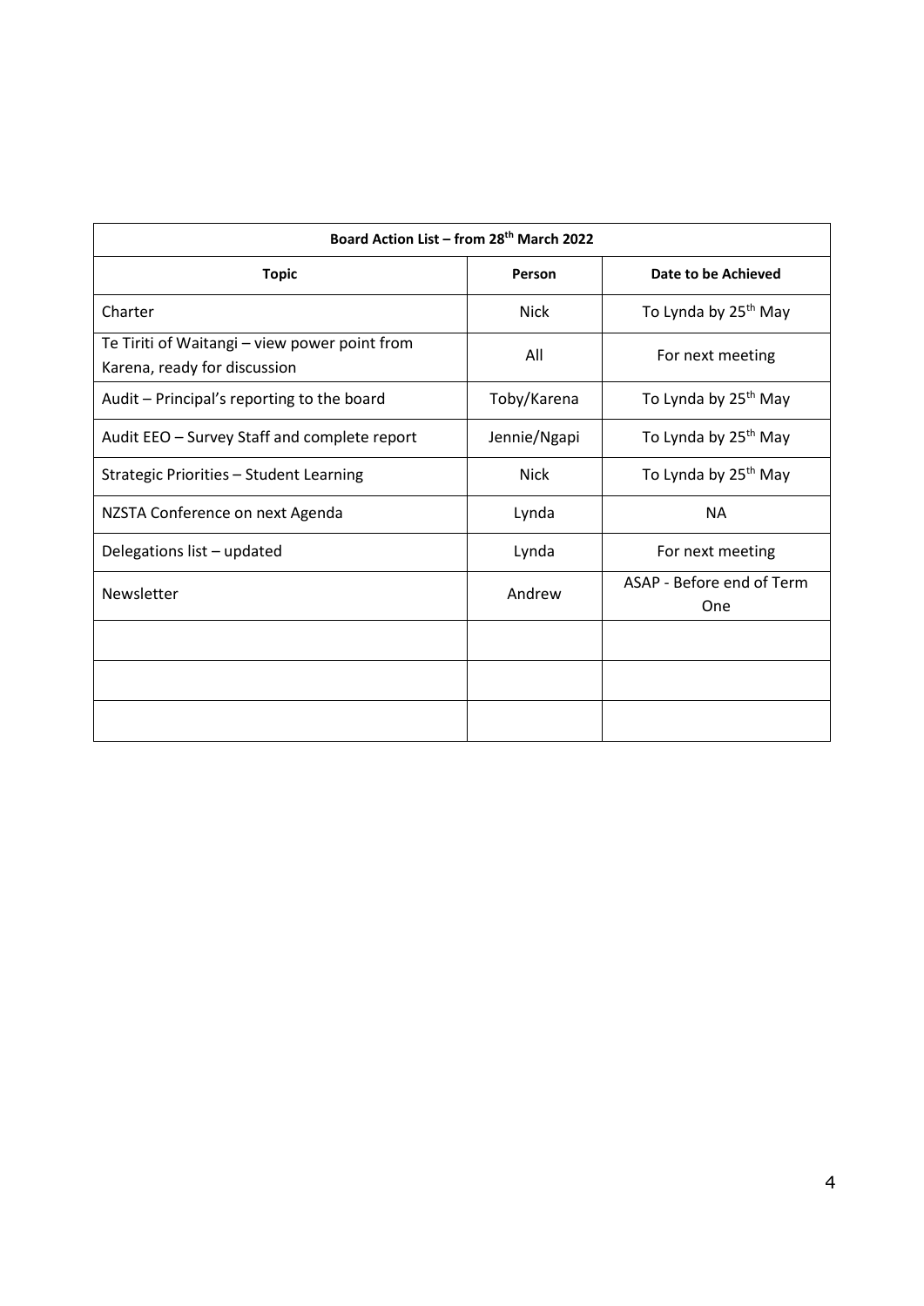| Board Action List – from 28th March 2022 | | |
|---|---|---|
| **Topic** | **Person** | **Date to be Achieved** |
| Charter | Nick | To Lynda by 25th May |
| Te Tiriti of Waitangi – view power point from Karena, ready for discussion | All | For next meeting |
| Audit – Principal's reporting to the board | Toby/Karena | To Lynda by 25th May |
| Audit EEO – Survey Staff and complete report | Jennie/Ngapi | To Lynda by 25th May |
| Strategic Priorities – Student Learning | Nick | To Lynda by 25th May |
| NZSTA Conference on next Agenda | Lynda | NA |
| Delegations list – updated | Lynda | For next meeting |
| Newsletter | Andrew | ASAP - Before end of Term One |
| | | |
| | | |
| | | |